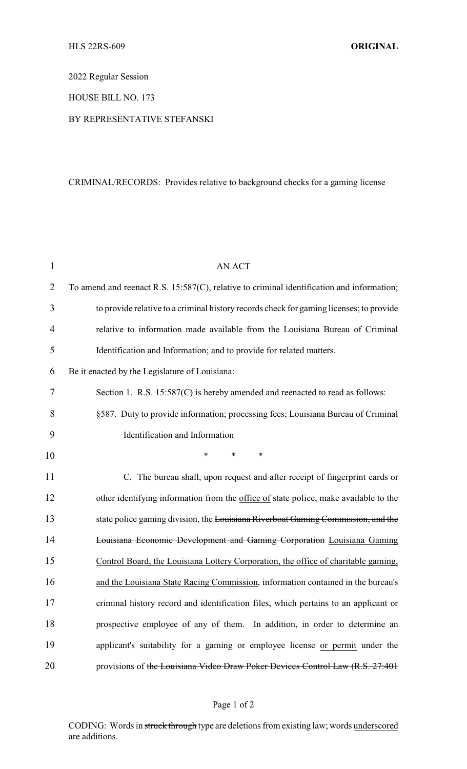HLS 22RS-609 **ORIGINAL**

2022 Regular Session

HOUSE BILL NO. 173

BY REPRESENTATIVE STEFANSKI

CRIMINAL/RECORDS: Provides relative to background checks for a gaming license

AN ACT

To amend and reenact R.S. 15:587(C), relative to criminal identification and information; to provide relative to a criminal history records check for gaming licenses; to provide relative to information made available from the Louisiana Bureau of Criminal Identification and Information; and to provide for related matters.

Be it enacted by the Legislature of Louisiana:

Section 1. R.S. 15:587(C) is hereby amended and reenacted to read as follows:

§587. Duty to provide information; processing fees; Louisiana Bureau of Criminal Identification and Information

\* \* \*

C. The bureau shall, upon request and after receipt of fingerprint cards or other identifying information from the <u>office of</u> state police, make available to the state police gaming division, the ~~Louisiana Riverboat Gaming Commission, and the Louisiana Economic Development and Gaming Corporation~~ <u>Louisiana Gaming Control Board, the Louisiana Lottery Corporation, the office of charitable gaming, and the Louisiana State Racing Commission</u>, information contained in the bureau's criminal history record and identification files, which pertains to an applicant or prospective employee of any of them. In addition, in order to determine an applicant's suitability for a gaming or employee license <u>or permit</u> under the provisions of ~~the Louisiana Video Draw Poker Devices Control Law (R.S. 27:401~~

CODING: Words in ~~struck through~~ type are deletions from existing law; words <u>underscored</u> are additions.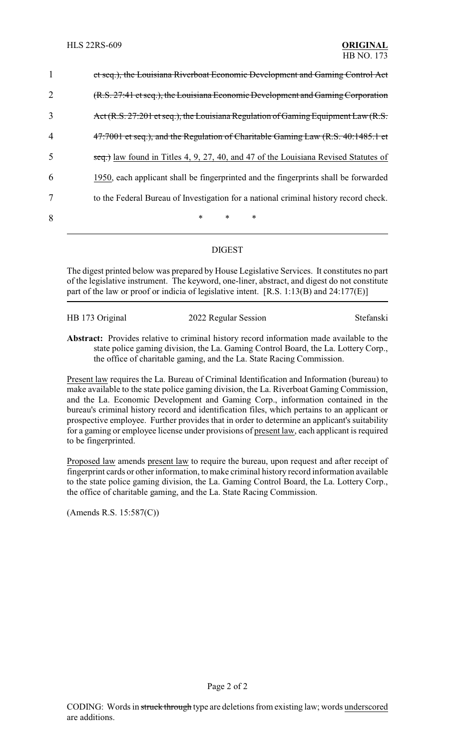1 ~~et seq.), the Louisiana Riverboat Economic Development and Gaming Control Act~~

2 ~~(R.S. 27:41 et seq.), the Louisiana Economic Development and Gaming Corporation~~

3 ~~Act (R.S. 27:201 et seq.), the Louisiana Regulation of Gaming Equipment Law (R.S.~~

4 ~~47:7001 et seq.), and the Regulation of Charitable Gaming Law (R.S. 40:1485.1 et~~

5 ~~seq.)~~ law found in Titles 4, 9, 27, 40, and 47 of the Louisiana Revised Statutes of

6 1950, each applicant shall be fingerprinted and the fingerprints shall be forwarded

7 to the Federal Bureau of Investigation for a national criminal history record check.

8 \* \* \*

## DIGEST

The digest printed below was prepared by House Legislative Services. It constitutes no part of the legislative instrument. The keyword, one-liner, abstract, and digest do not constitute part of the law or proof or indicia of legislative intent. [R.S. 1:13(B) and 24:177(E)]

| HB 173 Original | 2022 Regular Session | Stefanski |
| --- | --- | --- |

**Abstract:** Provides relative to criminal history record information made available to the state police gaming division, the La. Gaming Control Board, the La. Lottery Corp., the office of charitable gaming, and the La. State Racing Commission.

Present law requires the La. Bureau of Criminal Identification and Information (bureau) to make available to the state police gaming division, the La. Riverboat Gaming Commission, and the La. Economic Development and Gaming Corp., information contained in the bureau's criminal history record and identification files, which pertains to an applicant or prospective employee. Further provides that in order to determine an applicant's suitability for a gaming or employee license under provisions of present law, each applicant is required to be fingerprinted.

Proposed law amends present law to require the bureau, upon request and after receipt of fingerprint cards or other information, to make criminal history record information available to the state police gaming division, the La. Gaming Control Board, the La. Lottery Corp., the office of charitable gaming, and the La. State Racing Commission.

(Amends R.S. 15:587(C))

CODING: Words in ~~struck through~~ type are deletions from existing law; words underscored are additions.